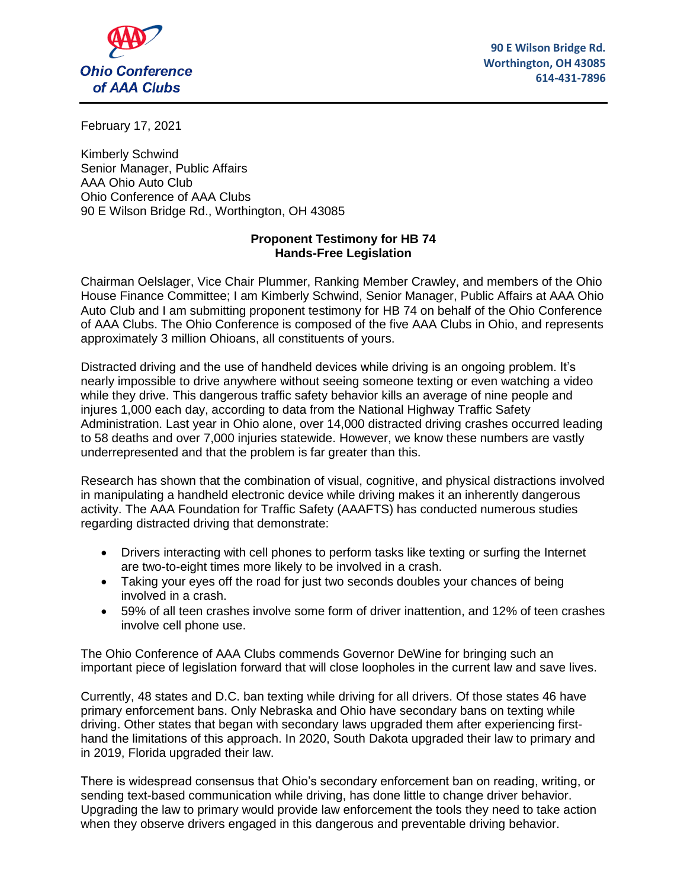**Ohio Conference of AAA Clubs**

**90 E Wilson Bridge Rd.**
**Worthington, OH 43085**
**614-431-7896**

February 17, 2021

Kimberly Schwind
Senior Manager, Public Affairs
AAA Ohio Auto Club
Ohio Conference of AAA Clubs
90 E Wilson Bridge Rd., Worthington, OH 43085

**Proponent Testimony for HB 74**
**Hands-Free Legislation**

Chairman Oelslager, Vice Chair Plummer, Ranking Member Crawley, and members of the Ohio House Finance Committee; I am Kimberly Schwind, Senior Manager, Public Affairs at AAA Ohio Auto Club and I am submitting proponent testimony for HB 74 on behalf of the Ohio Conference of AAA Clubs. The Ohio Conference is composed of the five AAA Clubs in Ohio, and represents approximately 3 million Ohioans, all constituents of yours.

Distracted driving and the use of handheld devices while driving is an ongoing problem. It's nearly impossible to drive anywhere without seeing someone texting or even watching a video while they drive. This dangerous traffic safety behavior kills an average of nine people and injures 1,000 each day, according to data from the National Highway Traffic Safety Administration. Last year in Ohio alone, over 14,000 distracted driving crashes occurred leading to 58 deaths and over 7,000 injuries statewide. However, we know these numbers are vastly underrepresented and that the problem is far greater than this.

Research has shown that the combination of visual, cognitive, and physical distractions involved in manipulating a handheld electronic device while driving makes it an inherently dangerous activity. The AAA Foundation for Traffic Safety (AAAFTS) has conducted numerous studies regarding distracted driving that demonstrate:

- Drivers interacting with cell phones to perform tasks like texting or surfing the Internet are two-to-eight times more likely to be involved in a crash.
- Taking your eyes off the road for just two seconds doubles your chances of being involved in a crash.
- 59% of all teen crashes involve some form of driver inattention, and 12% of teen crashes involve cell phone use.

The Ohio Conference of AAA Clubs commends Governor DeWine for bringing such an important piece of legislation forward that will close loopholes in the current law and save lives.

Currently, 48 states and D.C. ban texting while driving for all drivers. Of those states 46 have primary enforcement bans. Only Nebraska and Ohio have secondary bans on texting while driving. Other states that began with secondary laws upgraded them after experiencing first-hand the limitations of this approach. In 2020, South Dakota upgraded their law to primary and in 2019, Florida upgraded their law.

There is widespread consensus that Ohio's secondary enforcement ban on reading, writing, or sending text-based communication while driving, has done little to change driver behavior. Upgrading the law to primary would provide law enforcement the tools they need to take action when they observe drivers engaged in this dangerous and preventable driving behavior.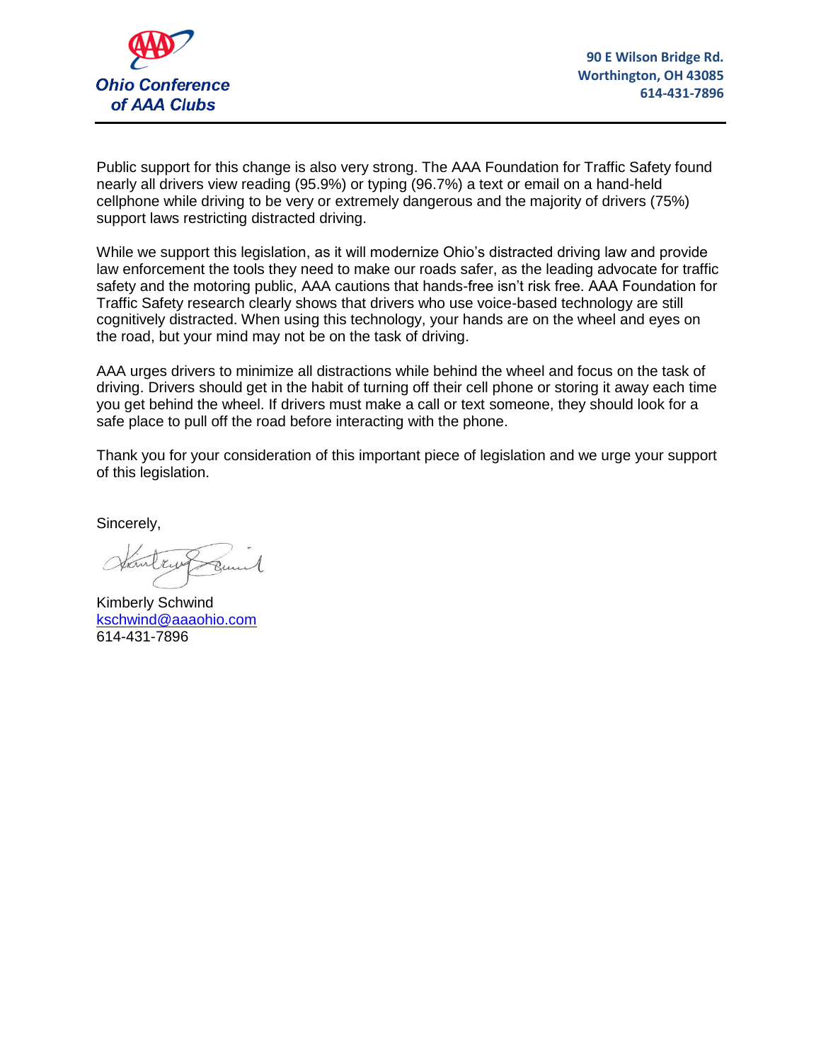Public support for this change is also very strong. The AAA Foundation for Traffic Safety found nearly all drivers view reading (95.9%) or typing (96.7%) a text or email on a hand-held cellphone while driving to be very or extremely dangerous and the majority of drivers (75%) support laws restricting distracted driving.

While we support this legislation, as it will modernize Ohio's distracted driving law and provide law enforcement the tools they need to make our roads safer, as the leading advocate for traffic safety and the motoring public, AAA cautions that hands-free isn't risk free. AAA Foundation for Traffic Safety research clearly shows that drivers who use voice-based technology are still cognitively distracted. When using this technology, your hands are on the wheel and eyes on the road, but your mind may not be on the task of driving.

AAA urges drivers to minimize all distractions while behind the wheel and focus on the task of driving. Drivers should get in the habit of turning off their cell phone or storing it away each time you get behind the wheel. If drivers must make a call or text someone, they should look for a safe place to pull off the road before interacting with the phone.

Thank you for your consideration of this important piece of legislation and we urge your support of this legislation.

Sincerely,

Kimberly Schwind
kschwind@aaaohio.com
614-431-7896